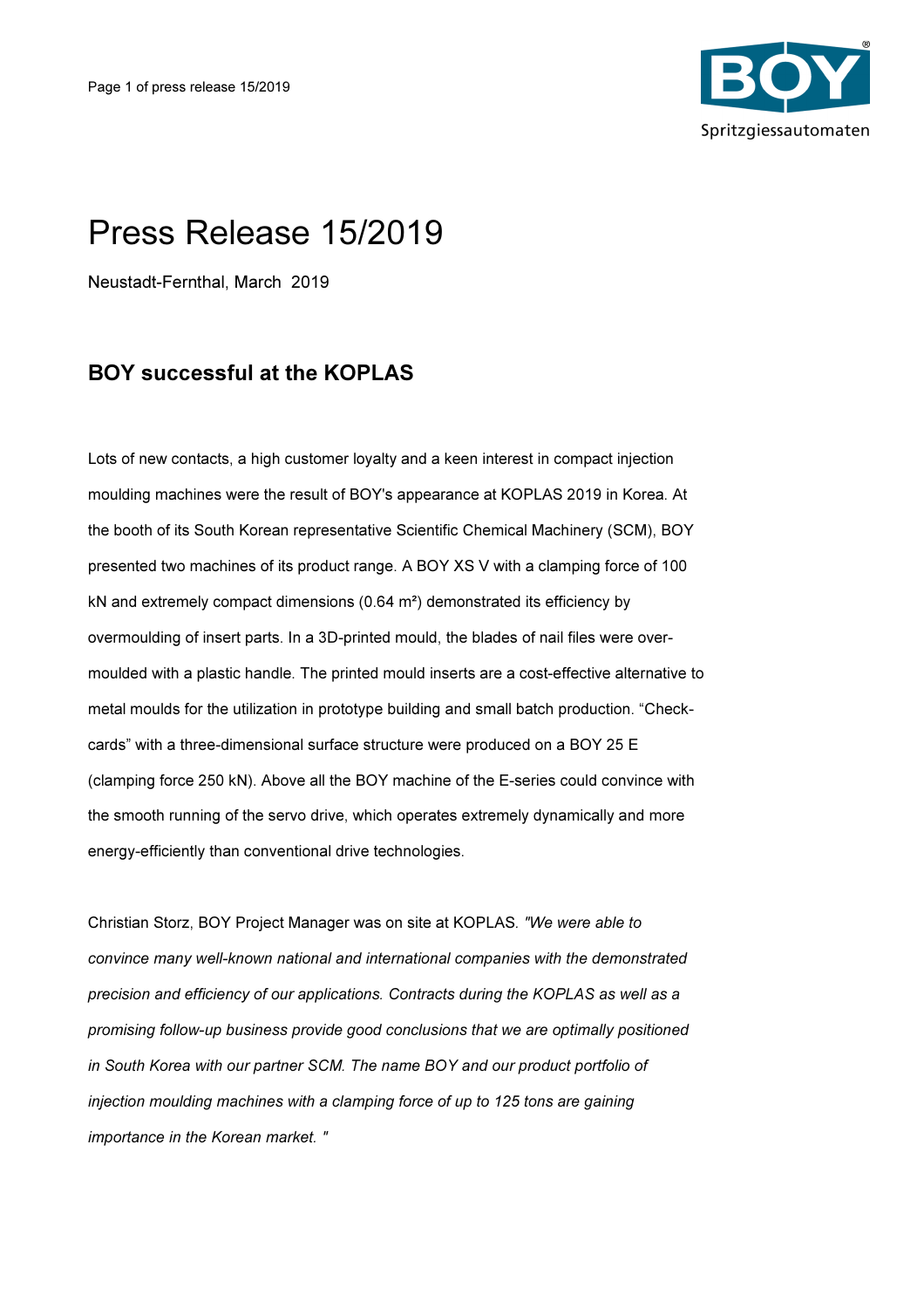# Press Release 15/2019

Neustadt-Fernthal, March 2019

## BOY successful at the KOPLAS

Lots of new contacts, a high customer loyalty and a keen interest in compact injection moulding machines were the result of BOY's appearance at KOPLAS 2019 in Korea. At the booth of its South Korean representative Scientific Chemical Machinery (SCM), BOY presented two machines of its product range. A BOY XS V with a clamping force of 100 kN and extremely compact dimensions (0.64 m²) demonstrated its efficiency by overmoulding of insert parts. In a 3D-printed mould, the blades of nail files were over-moulded with a plastic handle. The printed mould inserts are a cost-effective alternative to metal moulds for the utilization in prototype building and small batch production. "Check-cards" with a three-dimensional surface structure were produced on a BOY 25 E (clamping force 250 kN). Above all the BOY machine of the E-series could convince with the smooth running of the servo drive, which operates extremely dynamically and more energy-efficiently than conventional drive technologies.

Christian Storz, BOY Project Manager was on site at KOPLAS. *"We were able to convince many well-known national and international companies with the demonstrated precision and efficiency of our applications. Contracts during the KOPLAS as well as a promising follow-up business provide good conclusions that we are optimally positioned in South Korea with our partner SCM. The name BOY and our product portfolio of injection moulding machines with a clamping force of up to 125 tons are gaining importance in the Korean market. "*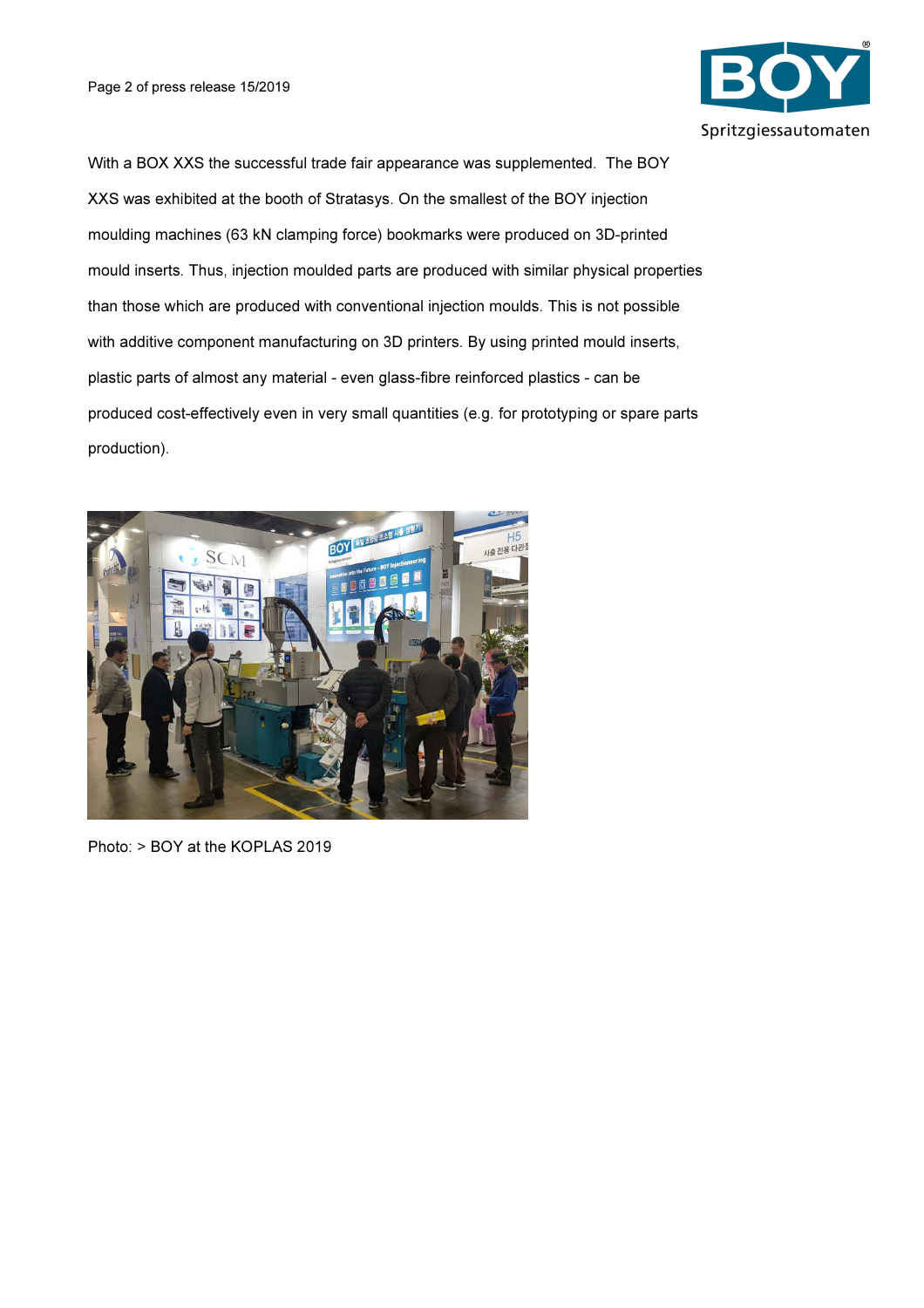With a BOX XXS the successful trade fair appearance was supplemented.  The BOY XXS was exhibited at the booth of Stratasys. On the smallest of the BOY injection moulding machines (63 kN clamping force) bookmarks were produced on 3D-printed mould inserts. Thus, injection moulded parts are produced with similar physical properties than those which are produced with conventional injection moulds. This is not possible with additive component manufacturing on 3D printers. By using printed mould inserts, plastic parts of almost any material - even glass-fibre reinforced plastics - can be produced cost-effectively even in very small quantities (e.g. for prototyping or spare parts production).

Photo: > BOY at the KOPLAS 2019